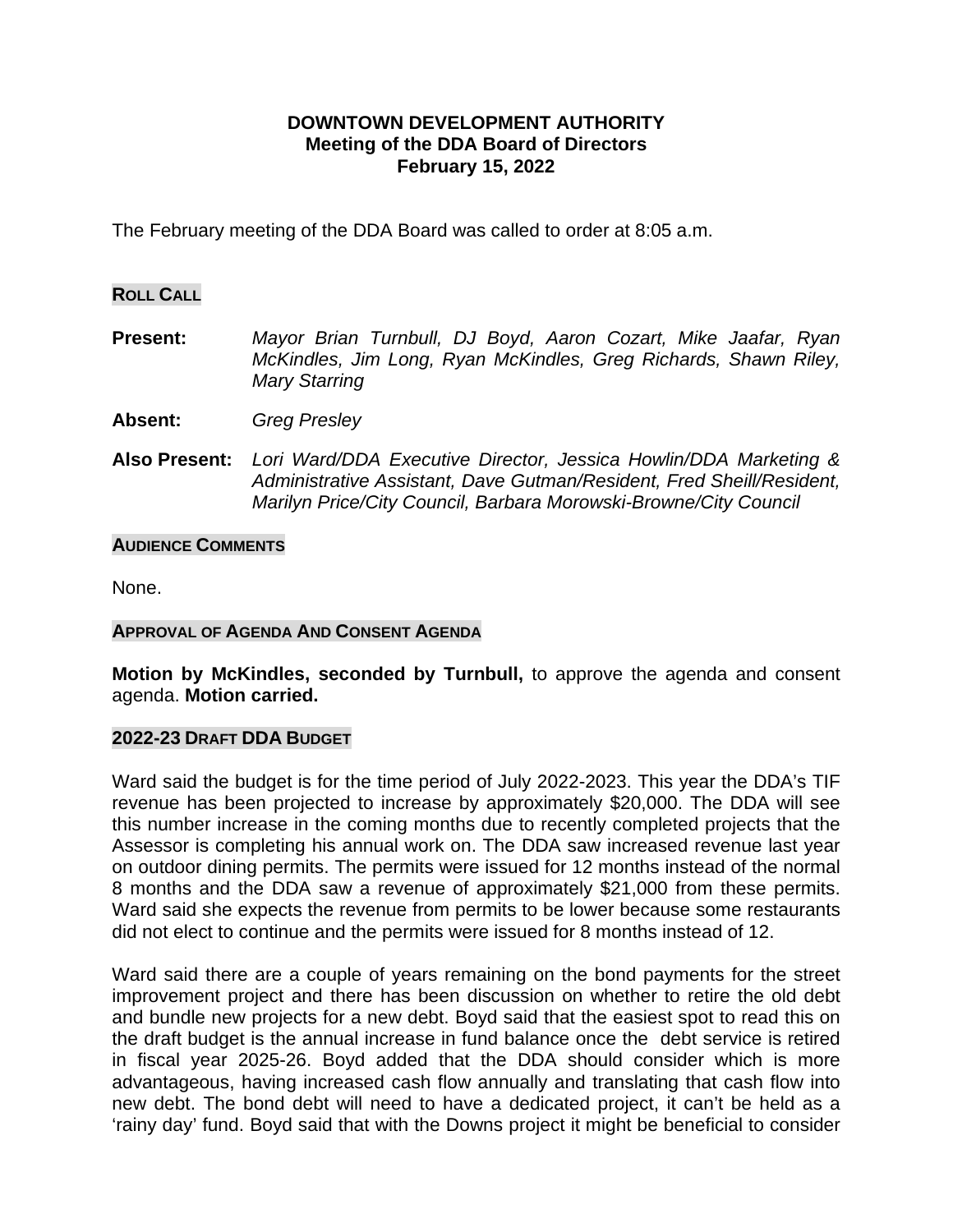**DOWNTOWN DEVELOPMENT AUTHORITY**
**Meeting of the DDA Board of Directors**
**February 15, 2022**

The February meeting of the DDA Board was called to order at 8:05 a.m.

## ROLL CALL

**Present:** *Mayor Brian Turnbull, DJ Boyd, Aaron Cozart, Mike Jaafar, Ryan McKindles, Jim Long, Ryan McKindles, Greg Richards, Shawn Riley, Mary Starring*

**Absent:** *Greg Presley*

**Also Present:** *Lori Ward/DDA Executive Director, Jessica Howlin/DDA Marketing & Administrative Assistant, Dave Gutman/Resident, Fred Sheill/Resident, Marilyn Price/City Council, Barbara Morowski-Browne/City Council*

## AUDIENCE COMMENTS

None.

## APPROVAL OF AGENDA AND CONSENT AGENDA

**Motion by McKindles, seconded by Turnbull,** to approve the agenda and consent agenda. **Motion carried.**

## 2022-23 DRAFT DDA BUDGET

Ward said the budget is for the time period of July 2022-2023. This year the DDA's TIF revenue has been projected to increase by approximately $20,000. The DDA will see this number increase in the coming months due to recently completed projects that the Assessor is completing his annual work on. The DDA saw increased revenue last year on outdoor dining permits. The permits were issued for 12 months instead of the normal 8 months and the DDA saw a revenue of approximately $21,000 from these permits. Ward said she expects the revenue from permits to be lower because some restaurants did not elect to continue and the permits were issued for 8 months instead of 12.

Ward said there are a couple of years remaining on the bond payments for the street improvement project and there has been discussion on whether to retire the old debt and bundle new projects for a new debt. Boyd said that the easiest spot to read this on the draft budget is the annual increase in fund balance once the debt service is retired in fiscal year 2025-26. Boyd added that the DDA should consider which is more advantageous, having increased cash flow annually and translating that cash flow into new debt. The bond debt will need to have a dedicated project, it can't be held as a 'rainy day' fund. Boyd said that with the Downs project it might be beneficial to consider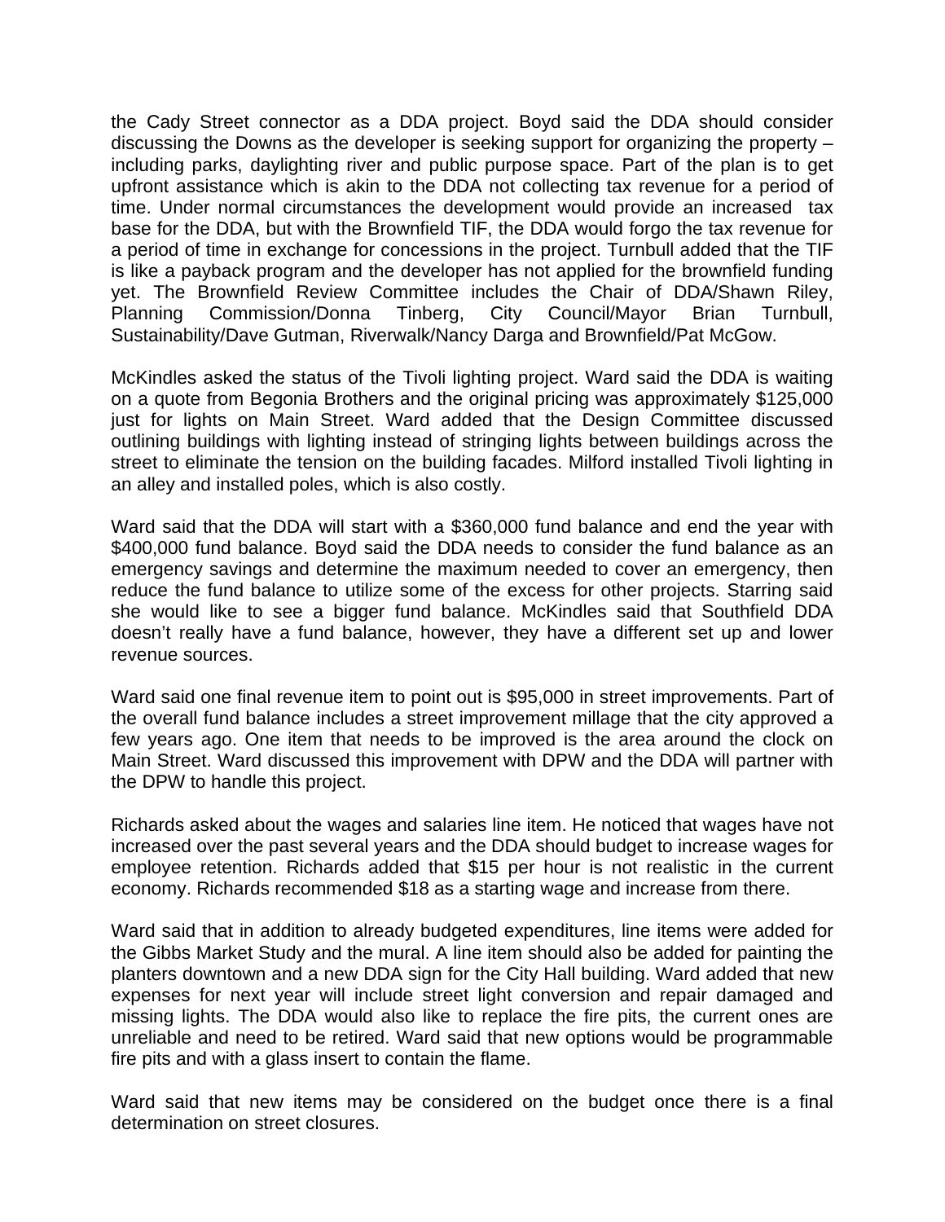the Cady Street connector as a DDA project. Boyd said the DDA should consider discussing the Downs as the developer is seeking support for organizing the property – including parks, daylighting river and public purpose space. Part of the plan is to get upfront assistance which is akin to the DDA not collecting tax revenue for a period of time. Under normal circumstances the development would provide an increased tax base for the DDA, but with the Brownfield TIF, the DDA would forgo the tax revenue for a period of time in exchange for concessions in the project. Turnbull added that the TIF is like a payback program and the developer has not applied for the brownfield funding yet. The Brownfield Review Committee includes the Chair of DDA/Shawn Riley, Planning Commission/Donna Tinberg, City Council/Mayor Brian Turnbull, Sustainability/Dave Gutman, Riverwalk/Nancy Darga and Brownfield/Pat McGow.

McKindles asked the status of the Tivoli lighting project. Ward said the DDA is waiting on a quote from Begonia Brothers and the original pricing was approximately $125,000 just for lights on Main Street. Ward added that the Design Committee discussed outlining buildings with lighting instead of stringing lights between buildings across the street to eliminate the tension on the building facades. Milford installed Tivoli lighting in an alley and installed poles, which is also costly.

Ward said that the DDA will start with a $360,000 fund balance and end the year with $400,000 fund balance. Boyd said the DDA needs to consider the fund balance as an emergency savings and determine the maximum needed to cover an emergency, then reduce the fund balance to utilize some of the excess for other projects. Starring said she would like to see a bigger fund balance. McKindles said that Southfield DDA doesn't really have a fund balance, however, they have a different set up and lower revenue sources.

Ward said one final revenue item to point out is $95,000 in street improvements. Part of the overall fund balance includes a street improvement millage that the city approved a few years ago. One item that needs to be improved is the area around the clock on Main Street. Ward discussed this improvement with DPW and the DDA will partner with the DPW to handle this project.

Richards asked about the wages and salaries line item. He noticed that wages have not increased over the past several years and the DDA should budget to increase wages for employee retention. Richards added that $15 per hour is not realistic in the current economy. Richards recommended $18 as a starting wage and increase from there.

Ward said that in addition to already budgeted expenditures, line items were added for the Gibbs Market Study and the mural. A line item should also be added for painting the planters downtown and a new DDA sign for the City Hall building. Ward added that new expenses for next year will include street light conversion and repair damaged and missing lights. The DDA would also like to replace the fire pits, the current ones are unreliable and need to be retired. Ward said that new options would be programmable fire pits and with a glass insert to contain the flame.

Ward said that new items may be considered on the budget once there is a final determination on street closures.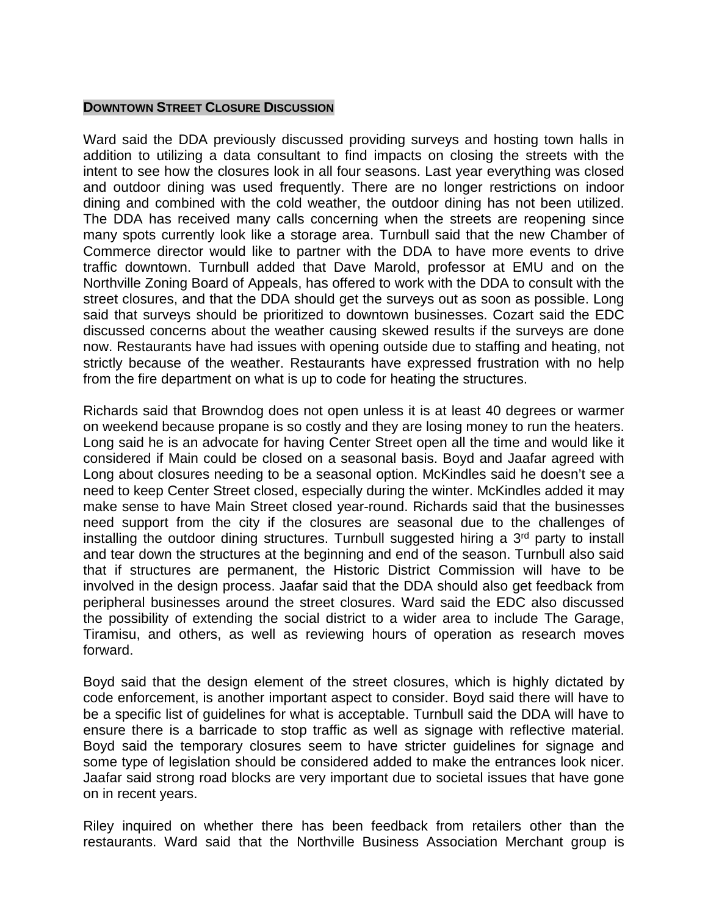## DOWNTOWN STREET CLOSURE DISCUSSION

Ward said the DDA previously discussed providing surveys and hosting town halls in addition to utilizing a data consultant to find impacts on closing the streets with the intent to see how the closures look in all four seasons. Last year everything was closed and outdoor dining was used frequently. There are no longer restrictions on indoor dining and combined with the cold weather, the outdoor dining has not been utilized. The DDA has received many calls concerning when the streets are reopening since many spots currently look like a storage area. Turnbull said that the new Chamber of Commerce director would like to partner with the DDA to have more events to drive traffic downtown. Turnbull added that Dave Marold, professor at EMU and on the Northville Zoning Board of Appeals, has offered to work with the DDA to consult with the street closures, and that the DDA should get the surveys out as soon as possible. Long said that surveys should be prioritized to downtown businesses. Cozart said the EDC discussed concerns about the weather causing skewed results if the surveys are done now. Restaurants have had issues with opening outside due to staffing and heating, not strictly because of the weather. Restaurants have expressed frustration with no help from the fire department on what is up to code for heating the structures.

Richards said that Browndog does not open unless it is at least 40 degrees or warmer on weekend because propane is so costly and they are losing money to run the heaters. Long said he is an advocate for having Center Street open all the time and would like it considered if Main could be closed on a seasonal basis. Boyd and Jaafar agreed with Long about closures needing to be a seasonal option. McKindles said he doesn't see a need to keep Center Street closed, especially during the winter. McKindles added it may make sense to have Main Street closed year-round. Richards said that the businesses need support from the city if the closures are seasonal due to the challenges of installing the outdoor dining structures. Turnbull suggested hiring a 3rd party to install and tear down the structures at the beginning and end of the season. Turnbull also said that if structures are permanent, the Historic District Commission will have to be involved in the design process. Jaafar said that the DDA should also get feedback from peripheral businesses around the street closures. Ward said the EDC also discussed the possibility of extending the social district to a wider area to include The Garage, Tiramisu, and others, as well as reviewing hours of operation as research moves forward.

Boyd said that the design element of the street closures, which is highly dictated by code enforcement, is another important aspect to consider. Boyd said there will have to be a specific list of guidelines for what is acceptable. Turnbull said the DDA will have to ensure there is a barricade to stop traffic as well as signage with reflective material. Boyd said the temporary closures seem to have stricter guidelines for signage and some type of legislation should be considered added to make the entrances look nicer. Jaafar said strong road blocks are very important due to societal issues that have gone on in recent years.

Riley inquired on whether there has been feedback from retailers other than the restaurants. Ward said that the Northville Business Association Merchant group is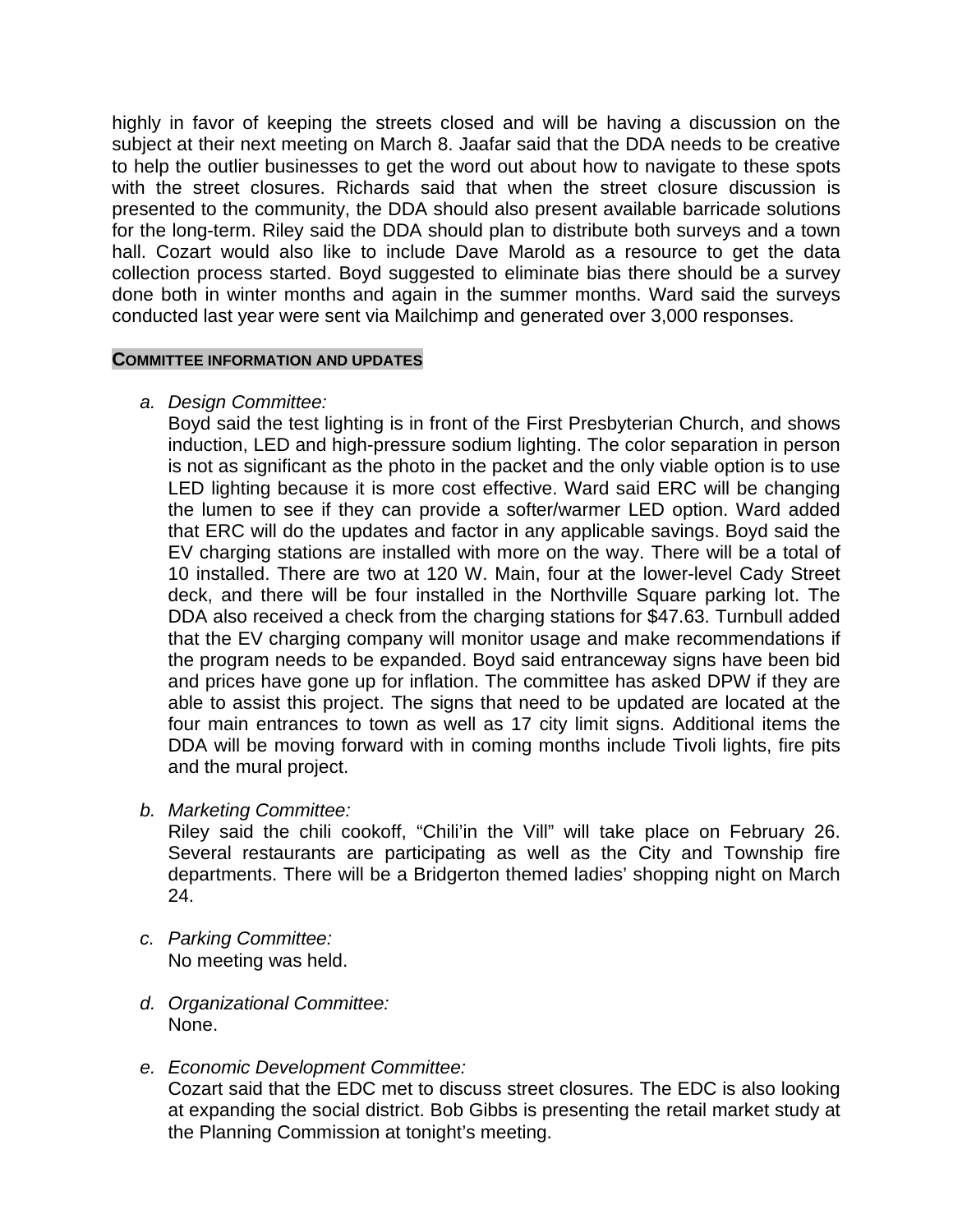highly in favor of keeping the streets closed and will be having a discussion on the subject at their next meeting on March 8. Jaafar said that the DDA needs to be creative to help the outlier businesses to get the word out about how to navigate to these spots with the street closures. Richards said that when the street closure discussion is presented to the community, the DDA should also present available barricade solutions for the long-term. Riley said the DDA should plan to distribute both surveys and a town hall. Cozart would also like to include Dave Marold as a resource to get the data collection process started. Boyd suggested to eliminate bias there should be a survey done both in winter months and again in the summer months. Ward said the surveys conducted last year were sent via Mailchimp and generated over 3,000 responses.

## COMMITTEE INFORMATION AND UPDATES

a. *Design Committee:*
   Boyd said the test lighting is in front of the First Presbyterian Church, and shows induction, LED and high-pressure sodium lighting. The color separation in person is not as significant as the photo in the packet and the only viable option is to use LED lighting because it is more cost effective. Ward said ERC will be changing the lumen to see if they can provide a softer/warmer LED option. Ward added that ERC will do the updates and factor in any applicable savings. Boyd said the EV charging stations are installed with more on the way. There will be a total of 10 installed. There are two at 120 W. Main, four at the lower-level Cady Street deck, and there will be four installed in the Northville Square parking lot. The DDA also received a check from the charging stations for $47.63. Turnbull added that the EV charging company will monitor usage and make recommendations if the program needs to be expanded. Boyd said entranceway signs have been bid and prices have gone up for inflation. The committee has asked DPW if they are able to assist this project. The signs that need to be updated are located at the four main entrances to town as well as 17 city limit signs. Additional items the DDA will be moving forward with in coming months include Tivoli lights, fire pits and the mural project.

b. *Marketing Committee:*
   Riley said the chili cookoff, “Chili’in the Vill” will take place on February 26. Several restaurants are participating as well as the City and Township fire departments. There will be a Bridgerton themed ladies’ shopping night on March 24.

c. *Parking Committee:*
   No meeting was held.

d. *Organizational Committee:*
   None.

e. *Economic Development Committee:*
   Cozart said that the EDC met to discuss street closures. The EDC is also looking at expanding the social district. Bob Gibbs is presenting the retail market study at the Planning Commission at tonight’s meeting.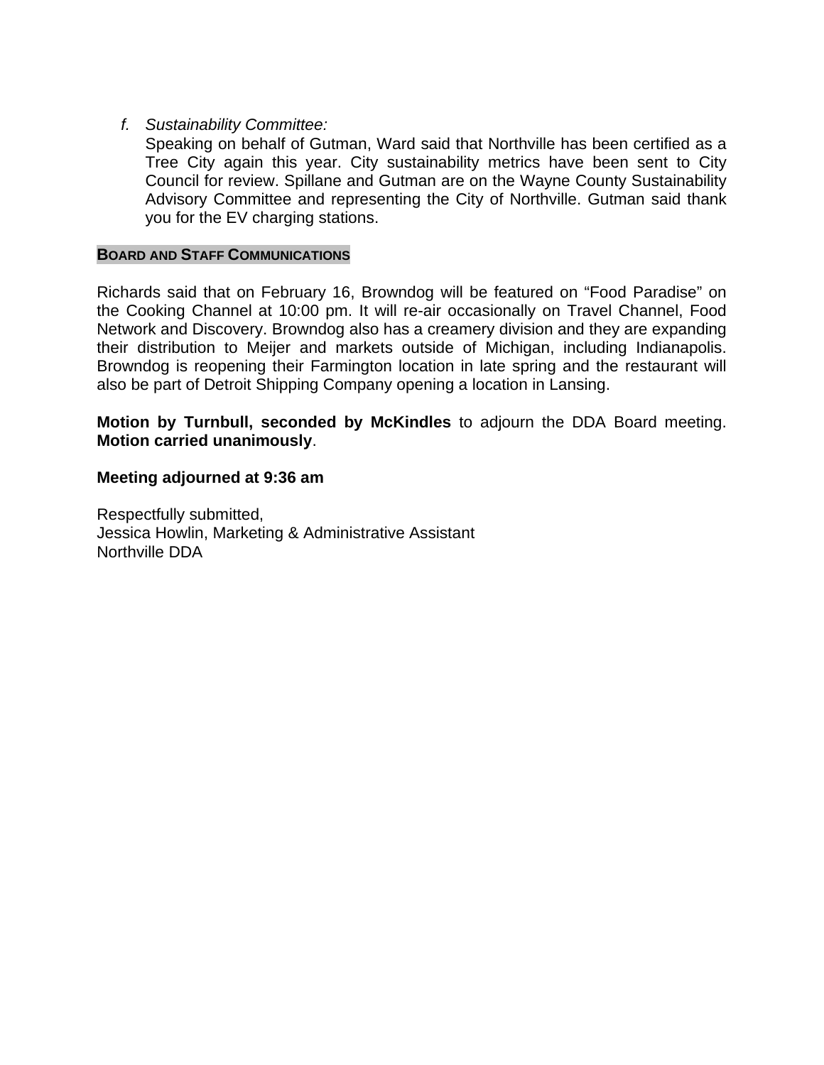f. *Sustainability Committee:*
   Speaking on behalf of Gutman, Ward said that Northville has been certified as a Tree City again this year. City sustainability metrics have been sent to City Council for review. Spillane and Gutman are on the Wayne County Sustainability Advisory Committee and representing the City of Northville. Gutman said thank you for the EV charging stations.

## BOARD AND STAFF COMMUNICATIONS

Richards said that on February 16, Browndog will be featured on “Food Paradise” on the Cooking Channel at 10:00 pm. It will re-air occasionally on Travel Channel, Food Network and Discovery. Browndog also has a creamery division and they are expanding their distribution to Meijer and markets outside of Michigan, including Indianapolis. Browndog is reopening their Farmington location in late spring and the restaurant will also be part of Detroit Shipping Company opening a location in Lansing.

**Motion by Turnbull, seconded by McKindles** to adjourn the DDA Board meeting. **Motion carried unanimously**.

**Meeting adjourned at 9:36 am**

Respectfully submitted,
Jessica Howlin, Marketing & Administrative Assistant
Northville DDA